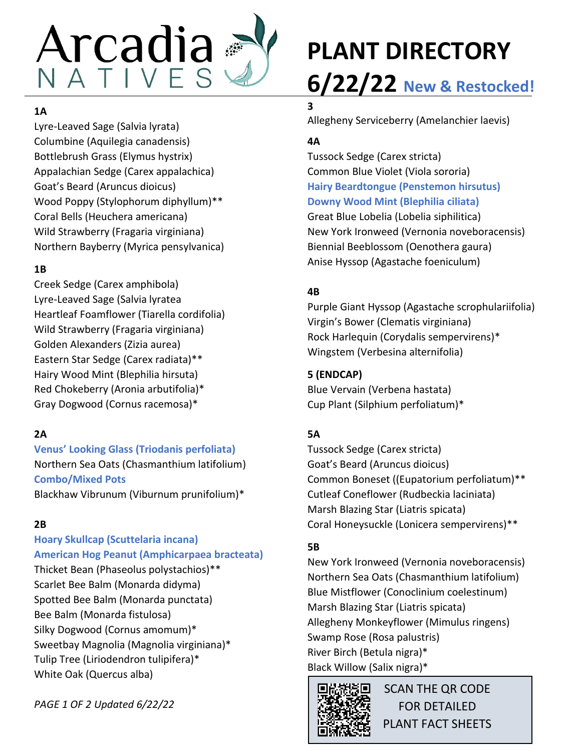# Arcadia NATIVES

# PLANT DIRECTORY 6/22/22 New & Restocked!

### 1A

Lyre-Leaved Sage (Salvia lyrata)
Columbine (Aquilegia canadensis)
Bottlebrush Grass (Elymus hystrix)
Appalachian Sedge (Carex appalachica)
Goat's Beard (Aruncus dioicus)
Wood Poppy (Stylophorum diphyllum)**
Coral Bells (Heuchera americana)
Wild Strawberry (Fragaria virginiana)
Northern Bayberry (Myrica pensylvanica)

### 1B

Creek Sedge (Carex amphibola)
Lyre-Leaved Sage (Salvia lyratea
Heartleaf Foamflower (Tiarella cordifolia)
Wild Strawberry (Fragaria virginiana)
Golden Alexanders (Zizia aurea)
Eastern Star Sedge (Carex radiata)**
Hairy Wood Mint (Blephilia hirsuta)
Red Chokeberry (Aronia arbutifolia)*
Gray Dogwood (Cornus racemosa)*

### 2A

**Venus' Looking Glass (Triodanis perfoliata)**
Northern Sea Oats (Chasmanthium latifolium)
**Combo/Mixed Pots**
Blackhaw Vibrunum (Viburnum prunifolium)*

### 2B

**Hoary Skullcap (Scuttelaria incana)**
**American Hog Peanut (Amphicarpaea bracteata)**
Thicket Bean (Phaseolus polystachios)**
Scarlet Bee Balm (Monarda didyma)
Spotted Bee Balm (Monarda punctata)
Bee Balm (Monarda fistulosa)
Silky Dogwood (Cornus amomum)*
Sweetbay Magnolia (Magnolia virginiana)*
Tulip Tree (Liriodendron tulipifera)*
White Oak (Quercus alba)

*PAGE 1 OF 2 Updated 6/22/22*

### 3

Allegheny Serviceberry (Amelanchier laevis)

### 4A

Tussock Sedge (Carex stricta)
Common Blue Violet (Viola sororia)
**Hairy Beardtongue (Penstemon hirsutus)**
**Downy Wood Mint (Blephilia ciliata)**
Great Blue Lobelia (Lobelia siphilitica)
New York Ironweed (Vernonia noveboracensis)
Biennial Beeblossom (Oenothera gaura)
Anise Hyssop (Agastache foeniculum)

### 4B

Purple Giant Hyssop (Agastache scrophulariifolia)
Virgin's Bower (Clematis virginiana)
Rock Harlequin (Corydalis sempervirens)*
Wingstem (Verbesina alternifolia)

### 5 (ENDCAP)

Blue Vervain (Verbena hastata)
Cup Plant (Silphium perfoliatum)*

### 5A

Tussock Sedge (Carex stricta)
Goat's Beard (Aruncus dioicus)
Common Boneset ((Eupatorium perfoliatum)**
Cutleaf Coneflower (Rudbeckia laciniata)
Marsh Blazing Star (Liatris spicata)
Coral Honeysuckle (Lonicera sempervirens)**

### 5B

New York Ironweed (Vernonia noveboracensis)
Northern Sea Oats (Chasmanthium latifolium)
Blue Mistflower (Conoclinium coelestinum)
Marsh Blazing Star (Liatris spicata)
Allegheny Monkeyflower (Mimulus ringens)
Swamp Rose (Rosa palustris)
River Birch (Betula nigra)*
Black Willow (Salix nigra)*

SCAN THE QR CODE FOR DETAILED PLANT FACT SHEETS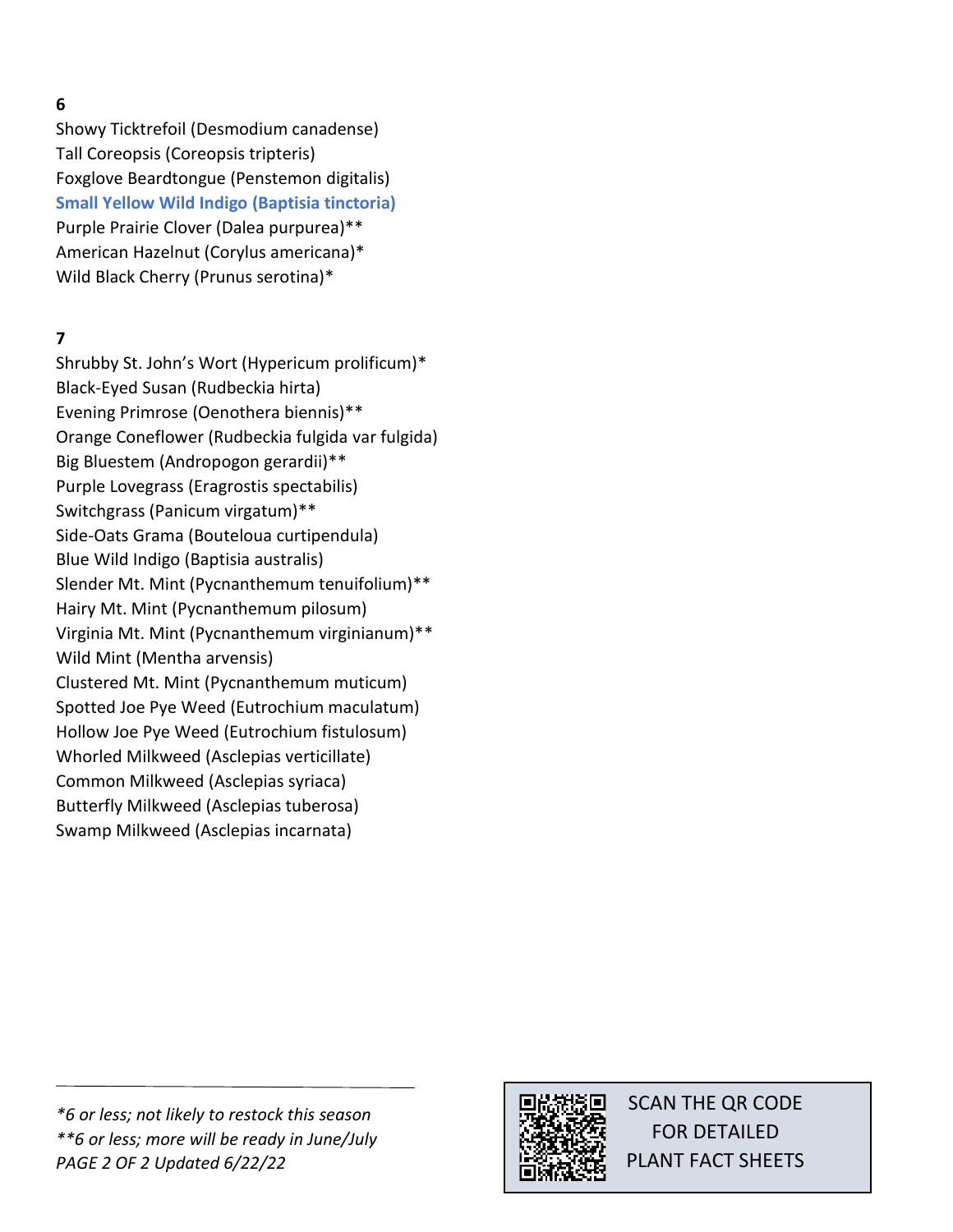**6**

Showy Ticktrefoil (Desmodium canadense)
Tall Coreopsis (Coreopsis tripteris)
Foxglove Beardtongue (Penstemon digitalis)
**Small Yellow Wild Indigo (Baptisia tinctoria)**
Purple Prairie Clover (Dalea purpurea)**
American Hazelnut (Corylus americana)*
Wild Black Cherry (Prunus serotina)*

**7**

Shrubby St. John's Wort (Hypericum prolificum)*
Black-Eyed Susan (Rudbeckia hirta)
Evening Primrose (Oenothera biennis)**
Orange Coneflower (Rudbeckia fulgida var fulgida)
Big Bluestem (Andropogon gerardii)**
Purple Lovegrass (Eragrostis spectabilis)
Switchgrass (Panicum virgatum)**
Side-Oats Grama (Bouteloua curtipendula)
Blue Wild Indigo (Baptisia australis)
Slender Mt. Mint (Pycnanthemum tenuifolium)**
Hairy Mt. Mint (Pycnanthemum pilosum)
Virginia Mt. Mint (Pycnanthemum virginianum)**
Wild Mint (Mentha arvensis)
Clustered Mt. Mint (Pycnanthemum muticum)
Spotted Joe Pye Weed (Eutrochium maculatum)
Hollow Joe Pye Weed (Eutrochium fistulosum)
Whorled Milkweed (Asclepias verticillate)
Common Milkweed (Asclepias syriaca)
Butterfly Milkweed (Asclepias tuberosa)
Swamp Milkweed (Asclepias incarnata)

---

*\*6 or less; not likely to restock this season*
*\*\*6 or less; more will be ready in June/July*
*Updated 6/22/22*

SCAN THE QR CODE FOR DETAILED PLANT FACT SHEETS